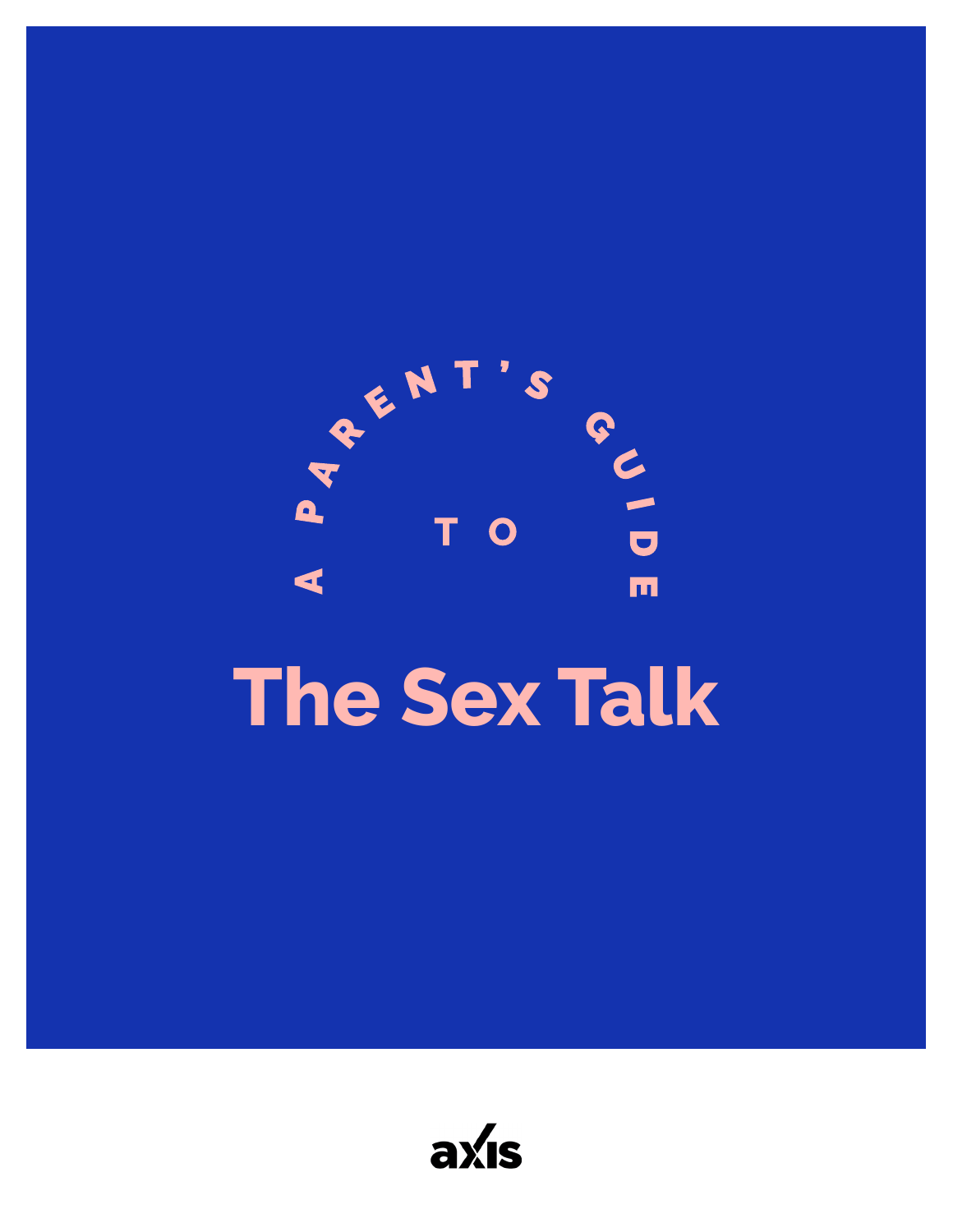A PARENT'S GUIDE TO

# The Sex Talk

axis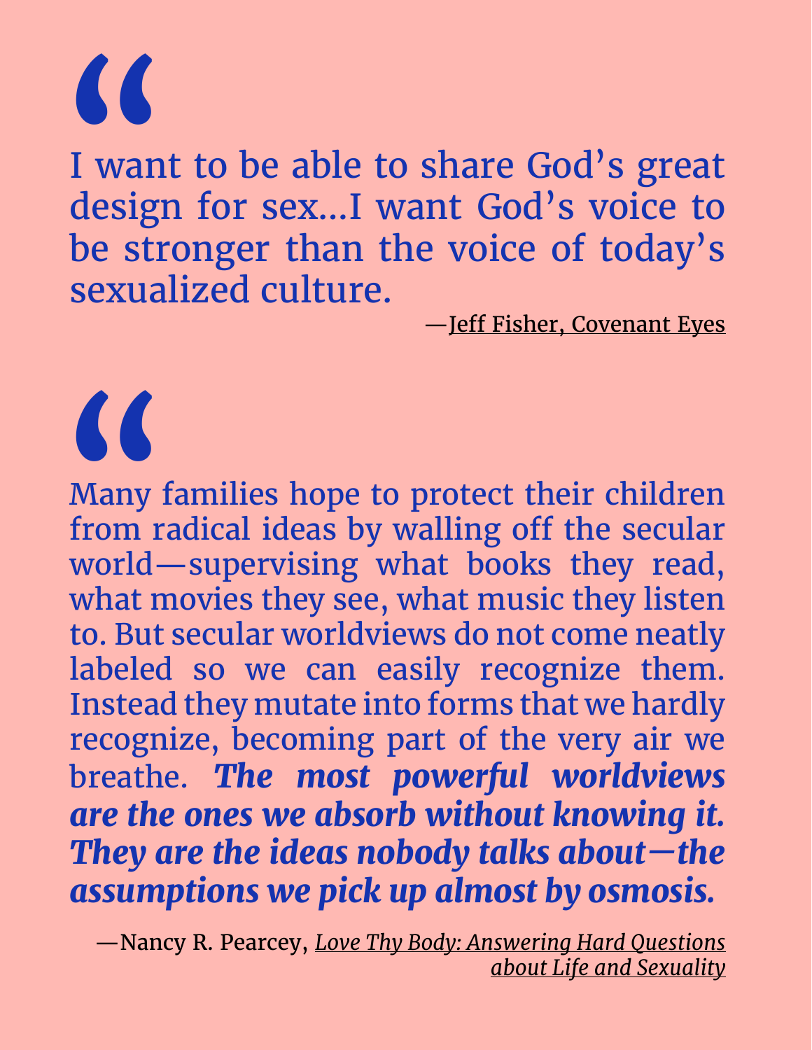> I want to be able to share God's great design for sex...I want God's voice to be stronger than the voice of today's sexualized culture.
>
> —Jeff Fisher, Covenant Eyes

> Many families hope to protect their children from radical ideas by walling off the secular world—supervising what books they read, what movies they see, what music they listen to. But secular worldviews do not come neatly labeled so we can easily recognize them. Instead they mutate into forms that we hardly recognize, becoming part of the very air we breathe. ***The most powerful worldviews are the ones we absorb without knowing it. They are the ideas nobody talks about—the assumptions we pick up almost by osmosis.***
>
> —Nancy R. Pearcey, *Love Thy Body: Answering Hard Questions about Life and Sexuality*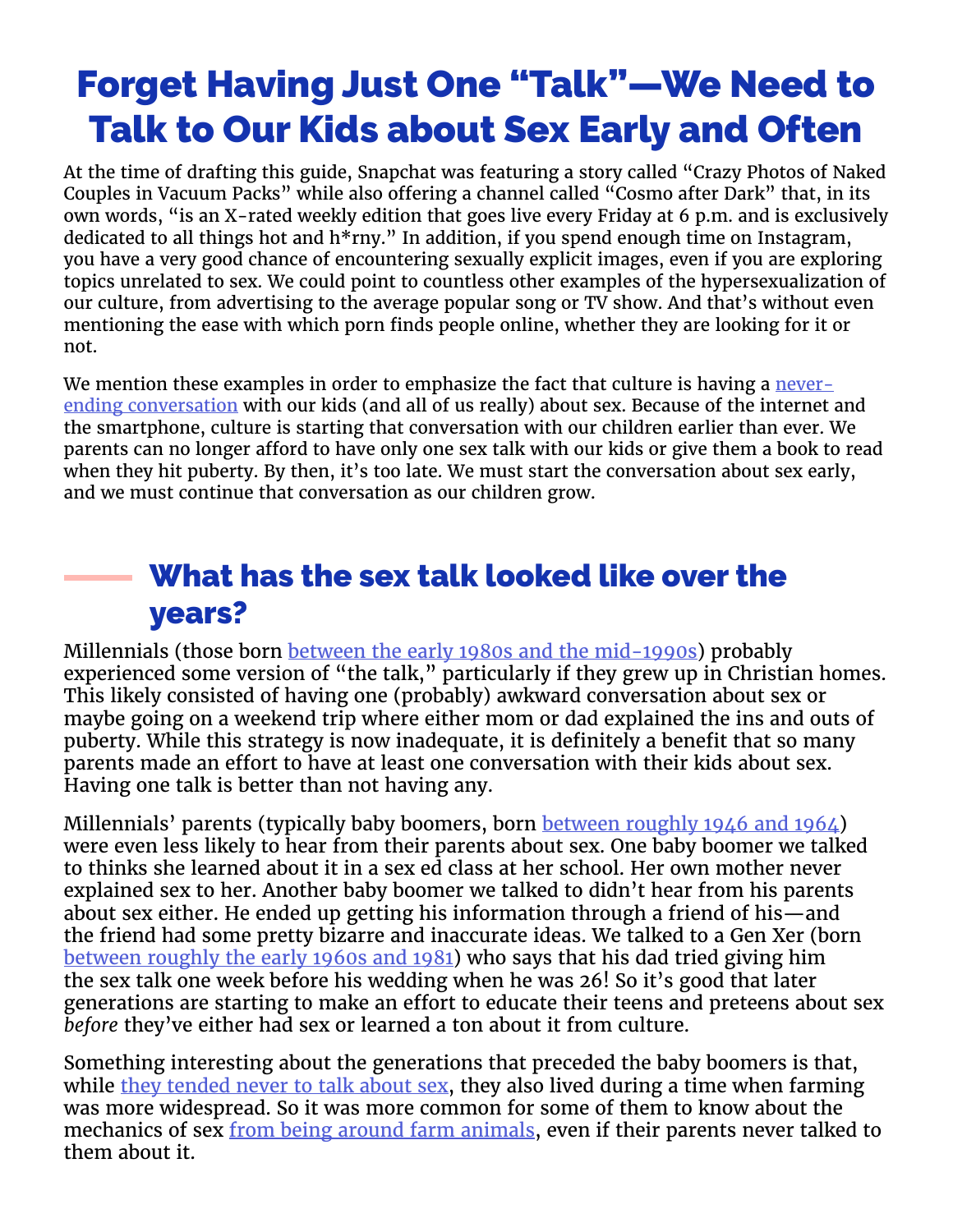# Forget Having Just One "Talk"—We Need to Talk to Our Kids about Sex Early and Often

At the time of drafting this guide, Snapchat was featuring a story called "Crazy Photos of Naked Couples in Vacuum Packs" while also offering a channel called "Cosmo after Dark" that, in its own words, "is an X-rated weekly edition that goes live every Friday at 6 p.m. and is exclusively dedicated to all things hot and h*rny." In addition, if you spend enough time on Instagram, you have a very good chance of encountering sexually explicit images, even if you are exploring topics unrelated to sex. We could point to countless other examples of the hypersexualization of our culture, from advertising to the average popular song or TV show. And that's without even mentioning the ease with which porn finds people online, whether they are looking for it or not.

We mention these examples in order to emphasize the fact that culture is having a never-ending conversation with our kids (and all of us really) about sex. Because of the internet and the smartphone, culture is starting that conversation with our children earlier than ever. We parents can no longer afford to have only one sex talk with our kids or give them a book to read when they hit puberty. By then, it's too late. We must start the conversation about sex early, and we must continue that conversation as our children grow.

## What has the sex talk looked like over the years?

Millennials (those born between the early 1980s and the mid-1990s) probably experienced some version of "the talk," particularly if they grew up in Christian homes. This likely consisted of having one (probably) awkward conversation about sex or maybe going on a weekend trip where either mom or dad explained the ins and outs of puberty. While this strategy is now inadequate, it is definitely a benefit that so many parents made an effort to have at least one conversation with their kids about sex. Having one talk is better than not having any.

Millennials' parents (typically baby boomers, born between roughly 1946 and 1964) were even less likely to hear from their parents about sex. One baby boomer we talked to thinks she learned about it in a sex ed class at her school. Her own mother never explained sex to her. Another baby boomer we talked to didn't hear from his parents about sex either. He ended up getting his information through a friend of his—and the friend had some pretty bizarre and inaccurate ideas. We talked to a Gen Xer (born between roughly the early 1960s and 1981) who says that his dad tried giving him the sex talk one week before his wedding when he was 26! So it's good that later generations are starting to make an effort to educate their teens and preteens about sex *before* they've either had sex or learned a ton about it from culture.

Something interesting about the generations that preceded the baby boomers is that, while they tended never to talk about sex, they also lived during a time when farming was more widespread. So it was more common for some of them to know about the mechanics of sex from being around farm animals, even if their parents never talked to them about it.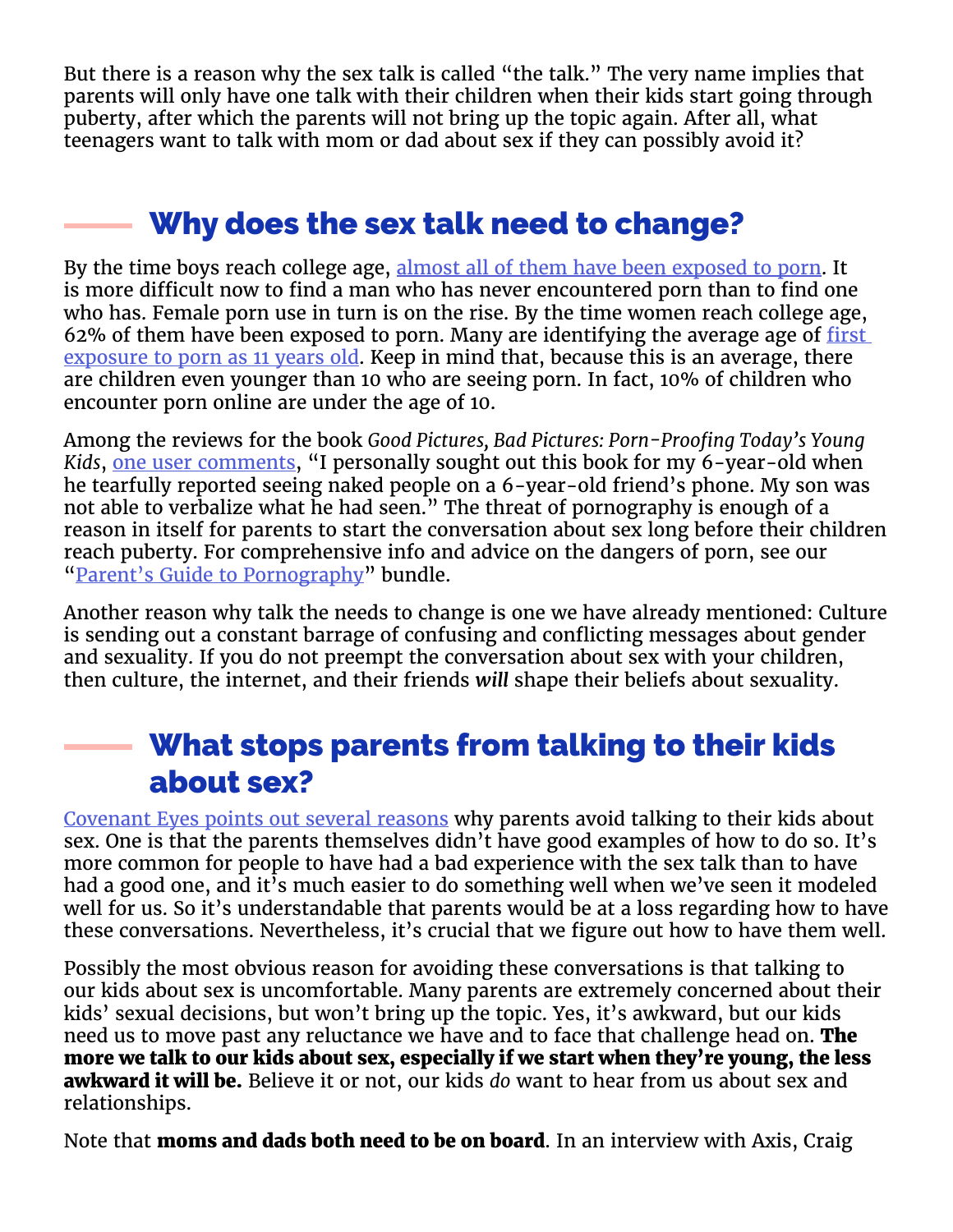But there is a reason why the sex talk is called "the talk." The very name implies that parents will only have one talk with their children when their kids start going through puberty, after which the parents will not bring up the topic again. After all, what teenagers want to talk with mom or dad about sex if they can possibly avoid it?

## Why does the sex talk need to change?

By the time boys reach college age, almost all of them have been exposed to porn. It is more difficult now to find a man who has never encountered porn than to find one who has. Female porn use in turn is on the rise. By the time women reach college age, 62% of them have been exposed to porn. Many are identifying the average age of first exposure to porn as 11 years old. Keep in mind that, because this is an average, there are children even younger than 10 who are seeing porn. In fact, 10% of children who encounter porn online are under the age of 10.

Among the reviews for the book *Good Pictures, Bad Pictures: Porn-Proofing Today's Young Kids*, one user comments, "I personally sought out this book for my 6-year-old when he tearfully reported seeing naked people on a 6-year-old friend's phone. My son was not able to verbalize what he had seen." The threat of pornography is enough of a reason in itself for parents to start the conversation about sex long before their children reach puberty. For comprehensive info and advice on the dangers of porn, see our "Parent's Guide to Pornography" bundle.

Another reason why talk the needs to change is one we have already mentioned: Culture is sending out a constant barrage of confusing and conflicting messages about gender and sexuality. If you do not preempt the conversation about sex with your children, then culture, the internet, and their friends ***will*** shape their beliefs about sexuality.

## What stops parents from talking to their kids about sex?

Covenant Eyes points out several reasons why parents avoid talking to their kids about sex. One is that the parents themselves didn't have good examples of how to do so. It's more common for people to have had a bad experience with the sex talk than to have had a good one, and it's much easier to do something well when we've seen it modeled well for us. So it's understandable that parents would be at a loss regarding how to have these conversations. Nevertheless, it's crucial that we figure out how to have them well.

Possibly the most obvious reason for avoiding these conversations is that talking to our kids about sex is uncomfortable. Many parents are extremely concerned about their kids' sexual decisions, but won't bring up the topic. Yes, it's awkward, but our kids need us to move past any reluctance we have and to face that challenge head on. **The more we talk to our kids about sex, especially if we start when they're young, the less awkward it will be.** Believe it or not, our kids *do* want to hear from us about sex and relationships.

Note that **moms and dads both need to be on board**. In an interview with Axis, Craig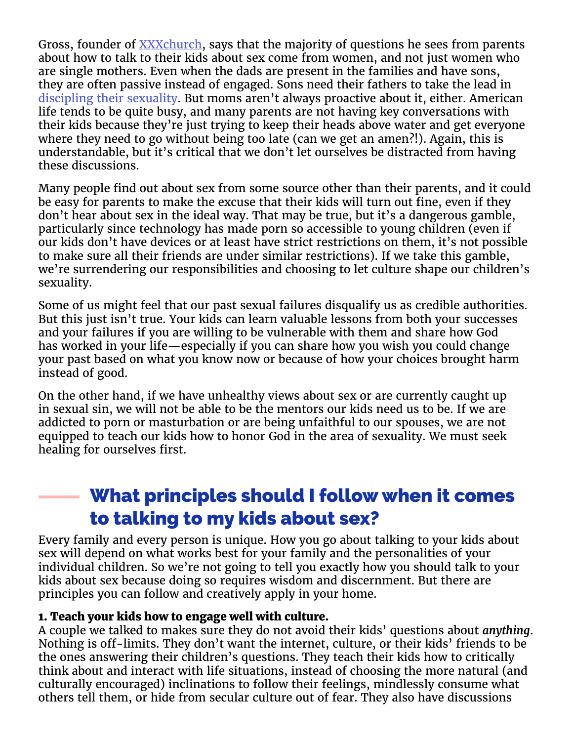Gross, founder of [XXXchurch](), says that the majority of questions he sees from parents about how to talk to their kids about sex come from women, and not just women who are single mothers. Even when the dads are present in the families and have sons, they are often passive instead of engaged. Sons need their fathers to take the lead in [discipling their sexuality](). But moms aren't always proactive about it, either. American life tends to be quite busy, and many parents are not having key conversations with their kids because they're just trying to keep their heads above water and get everyone where they need to go without being too late (can we get an amen?!). Again, this is understandable, but it's critical that we don't let ourselves be distracted from having these discussions.

Many people find out about sex from some source other than their parents, and it could be easy for parents to make the excuse that their kids will turn out fine, even if they don't hear about sex in the ideal way. That may be true, but it's a dangerous gamble, particularly since technology has made porn so accessible to young children (even if our kids don't have devices or at least have strict restrictions on them, it's not possible to make sure all their friends are under similar restrictions). If we take this gamble, we're surrendering our responsibilities and choosing to let culture shape our children's sexuality.

Some of us might feel that our past sexual failures disqualify us as credible authorities. But this just isn't true. Your kids can learn valuable lessons from both your successes and your failures if you are willing to be vulnerable with them and share how God has worked in your life—especially if you can share how you wish you could change your past based on what you know now or because of how your choices brought harm instead of good.

On the other hand, if we have unhealthy views about sex or are currently caught up in sexual sin, we will not be able to be the mentors our kids need us to be. If we are addicted to porn or masturbation or are being unfaithful to our spouses, we are not equipped to teach our kids how to honor God in the area of sexuality. We must seek healing for ourselves first.

## What principles should I follow when it comes to talking to my kids about sex?

Every family and every person is unique. How you go about talking to your kids about sex will depend on what works best for your family and the personalities of your individual children. So we're not going to tell you exactly how you should talk to your kids about sex because doing so requires wisdom and discernment. But there are principles you can follow and creatively apply in your home.

**1. Teach your kids how to engage well with culture.**

A couple we talked to makes sure they do not avoid their kids' questions about *anything*. Nothing is off-limits. They don't want the internet, culture, or their kids' friends to be the ones answering their children's questions. They teach their kids how to critically think about and interact with life situations, instead of choosing the more natural (and culturally encouraged) inclinations to follow their feelings, mindlessly consume what others tell them, or hide from secular culture out of fear. They also have discussions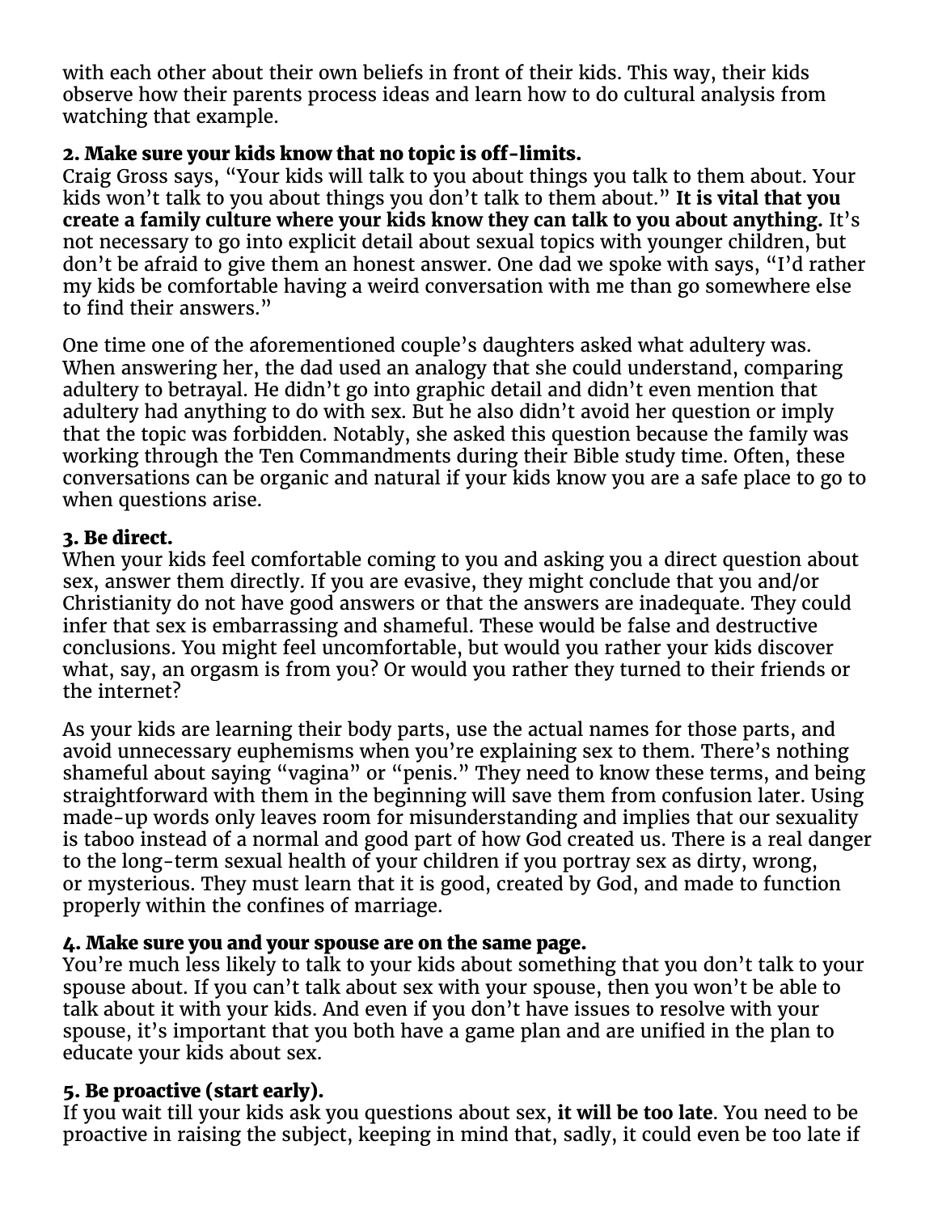with each other about their own beliefs in front of their kids. This way, their kids observe how their parents process ideas and learn how to do cultural analysis from watching that example.

### 2. Make sure your kids know that no topic is off-limits.

Craig Gross says, "Your kids will talk to you about things you talk to them about. Your kids won't talk to you about things you don't talk to them about." **It is vital that you create a family culture where your kids know they can talk to you about anything.** It's not necessary to go into explicit detail about sexual topics with younger children, but don't be afraid to give them an honest answer. One dad we spoke with says, "I'd rather my kids be comfortable having a weird conversation with me than go somewhere else to find their answers."

One time one of the aforementioned couple's daughters asked what adultery was. When answering her, the dad used an analogy that she could understand, comparing adultery to betrayal. He didn't go into graphic detail and didn't even mention that adultery had anything to do with sex. But he also didn't avoid her question or imply that the topic was forbidden. Notably, she asked this question because the family was working through the Ten Commandments during their Bible study time. Often, these conversations can be organic and natural if your kids know you are a safe place to go to when questions arise.

### 3. Be direct.

When your kids feel comfortable coming to you and asking you a direct question about sex, answer them directly. If you are evasive, they might conclude that you and/or Christianity do not have good answers or that the answers are inadequate. They could infer that sex is embarrassing and shameful. These would be false and destructive conclusions. You might feel uncomfortable, but would you rather your kids discover what, say, an orgasm is from you? Or would you rather they turned to their friends or the internet?

As your kids are learning their body parts, use the actual names for those parts, and avoid unnecessary euphemisms when you're explaining sex to them. There's nothing shameful about saying "vagina" or "penis." They need to know these terms, and being straightforward with them in the beginning will save them from confusion later. Using made-up words only leaves room for misunderstanding and implies that our sexuality is taboo instead of a normal and good part of how God created us. There is a real danger to the long-term sexual health of your children if you portray sex as dirty, wrong, or mysterious. They must learn that it is good, created by God, and made to function properly within the confines of marriage.

### 4. Make sure you and your spouse are on the same page.

You're much less likely to talk to your kids about something that you don't talk to your spouse about. If you can't talk about sex with your spouse, then you won't be able to talk about it with your kids. And even if you don't have issues to resolve with your spouse, it's important that you both have a game plan and are unified in the plan to educate your kids about sex.

### 5. Be proactive (start early).

If you wait till your kids ask you questions about sex, **it will be too late**. You need to be proactive in raising the subject, keeping in mind that, sadly, it could even be too late if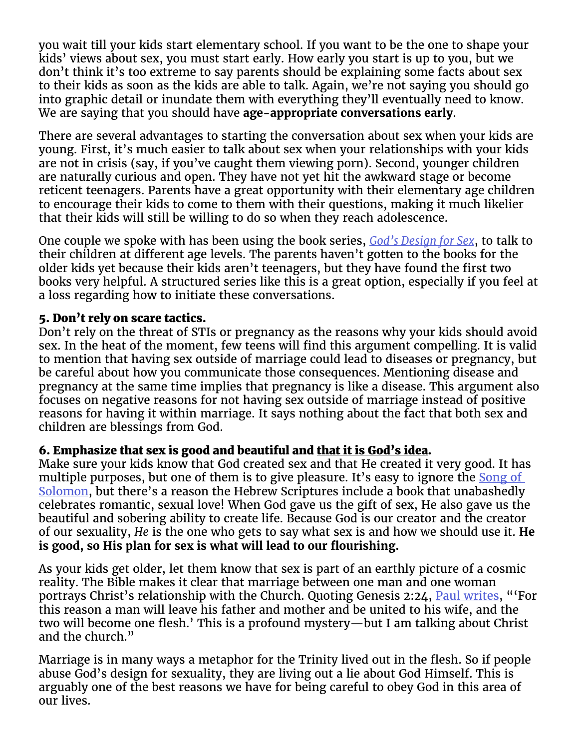you wait till your kids start elementary school. If you want to be the one to shape your kids' views about sex, you must start early. How early you start is up to you, but we don't think it's too extreme to say parents should be explaining some facts about sex to their kids as soon as the kids are able to talk. Again, we're not saying you should go into graphic detail or inundate them with everything they'll eventually need to know. We are saying that you should have **age-appropriate conversations early**.

There are several advantages to starting the conversation about sex when your kids are young. First, it's much easier to talk about sex when your relationships with your kids are not in crisis (say, if you've caught them viewing porn). Second, younger children are naturally curious and open. They have not yet hit the awkward stage or become reticent teenagers. Parents have a great opportunity with their elementary age children to encourage their kids to come to them with their questions, making it much likelier that their kids will still be willing to do so when they reach adolescence.

One couple we spoke with has been using the book series, *God's Design for Sex*, to talk to their children at different age levels. The parents haven't gotten to the books for the older kids yet because their kids aren't teenagers, but they have found the first two books very helpful. A structured series like this is a great option, especially if you feel at a loss regarding how to initiate these conversations.

**5. Don't rely on scare tactics.**
Don't rely on the threat of STIs or pregnancy as the reasons why your kids should avoid sex. In the heat of the moment, few teens will find this argument compelling. It is valid to mention that having sex outside of marriage could lead to diseases or pregnancy, but be careful about how you communicate those consequences. Mentioning disease and pregnancy at the same time implies that pregnancy is like a disease. This argument also focuses on negative reasons for not having sex outside of marriage instead of positive reasons for having it within marriage. It says nothing about the fact that both sex and children are blessings from God.

**6. Emphasize that sex is good and beautiful and that it is God's idea.**
Make sure your kids know that God created sex and that He created it very good. It has multiple purposes, but one of them is to give pleasure. It's easy to ignore the Song of Solomon, but there's a reason the Hebrew Scriptures include a book that unabashedly celebrates romantic, sexual love! When God gave us the gift of sex, He also gave us the beautiful and sobering ability to create life. Because God is our creator and the creator of our sexuality, *He* is the one who gets to say what sex is and how we should use it. **He is good, so His plan for sex is what will lead to our flourishing.**

As your kids get older, let them know that sex is part of an earthly picture of a cosmic reality. The Bible makes it clear that marriage between one man and one woman portrays Christ's relationship with the Church. Quoting Genesis 2:24, Paul writes, "'For this reason a man will leave his father and mother and be united to his wife, and the two will become one flesh.' This is a profound mystery—but I am talking about Christ and the church."

Marriage is in many ways a metaphor for the Trinity lived out in the flesh. So if people abuse God's design for sexuality, they are living out a lie about God Himself. This is arguably one of the best reasons we have for being careful to obey God in this area of our lives.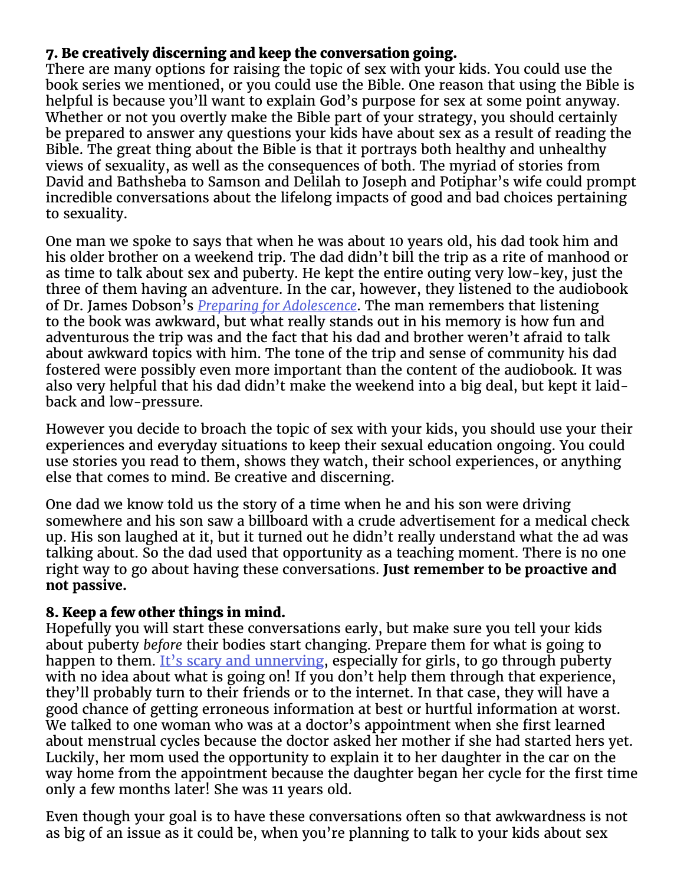**7. Be creatively discerning and keep the conversation going.**
There are many options for raising the topic of sex with your kids. You could use the book series we mentioned, or you could use the Bible. One reason that using the Bible is helpful is because you'll want to explain God's purpose for sex at some point anyway. Whether or not you overtly make the Bible part of your strategy, you should certainly be prepared to answer any questions your kids have about sex as a result of reading the Bible. The great thing about the Bible is that it portrays both healthy and unhealthy views of sexuality, as well as the consequences of both. The myriad of stories from David and Bathsheba to Samson and Delilah to Joseph and Potiphar's wife could prompt incredible conversations about the lifelong impacts of good and bad choices pertaining to sexuality.

One man we spoke to says that when he was about 10 years old, his dad took him and his older brother on a weekend trip. The dad didn't bill the trip as a rite of manhood or as time to talk about sex and puberty. He kept the entire outing very low-key, just the three of them having an adventure. In the car, however, they listened to the audiobook of Dr. James Dobson's *Preparing for Adolescence*. The man remembers that listening to the book was awkward, but what really stands out in his memory is how fun and adventurous the trip was and the fact that his dad and brother weren't afraid to talk about awkward topics with him. The tone of the trip and sense of community his dad fostered were possibly even more important than the content of the audiobook. It was also very helpful that his dad didn't make the weekend into a big deal, but kept it laid-back and low-pressure.

However you decide to broach the topic of sex with your kids, you should use your their experiences and everyday situations to keep their sexual education ongoing. You could use stories you read to them, shows they watch, their school experiences, or anything else that comes to mind. Be creative and discerning.

One dad we know told us the story of a time when he and his son were driving somewhere and his son saw a billboard with a crude advertisement for a medical check up. His son laughed at it, but it turned out he didn't really understand what the ad was talking about. So the dad used that opportunity as a teaching moment. There is no one right way to go about having these conversations. **Just remember to be proactive and not passive.**

**8. Keep a few other things in mind.**
Hopefully you will start these conversations early, but make sure you tell your kids about puberty *before* their bodies start changing. Prepare them for what is going to happen to them. It's scary and unnerving, especially for girls, to go through puberty with no idea about what is going on! If you don't help them through that experience, they'll probably turn to their friends or to the internet. In that case, they will have a good chance of getting erroneous information at best or hurtful information at worst. We talked to one woman who was at a doctor's appointment when she first learned about menstrual cycles because the doctor asked her mother if she had started hers yet. Luckily, her mom used the opportunity to explain it to her daughter in the car on the way home from the appointment because the daughter began her cycle for the first time only a few months later! She was 11 years old.

Even though your goal is to have these conversations often so that awkwardness is not as big of an issue as it could be, when you're planning to talk to your kids about sex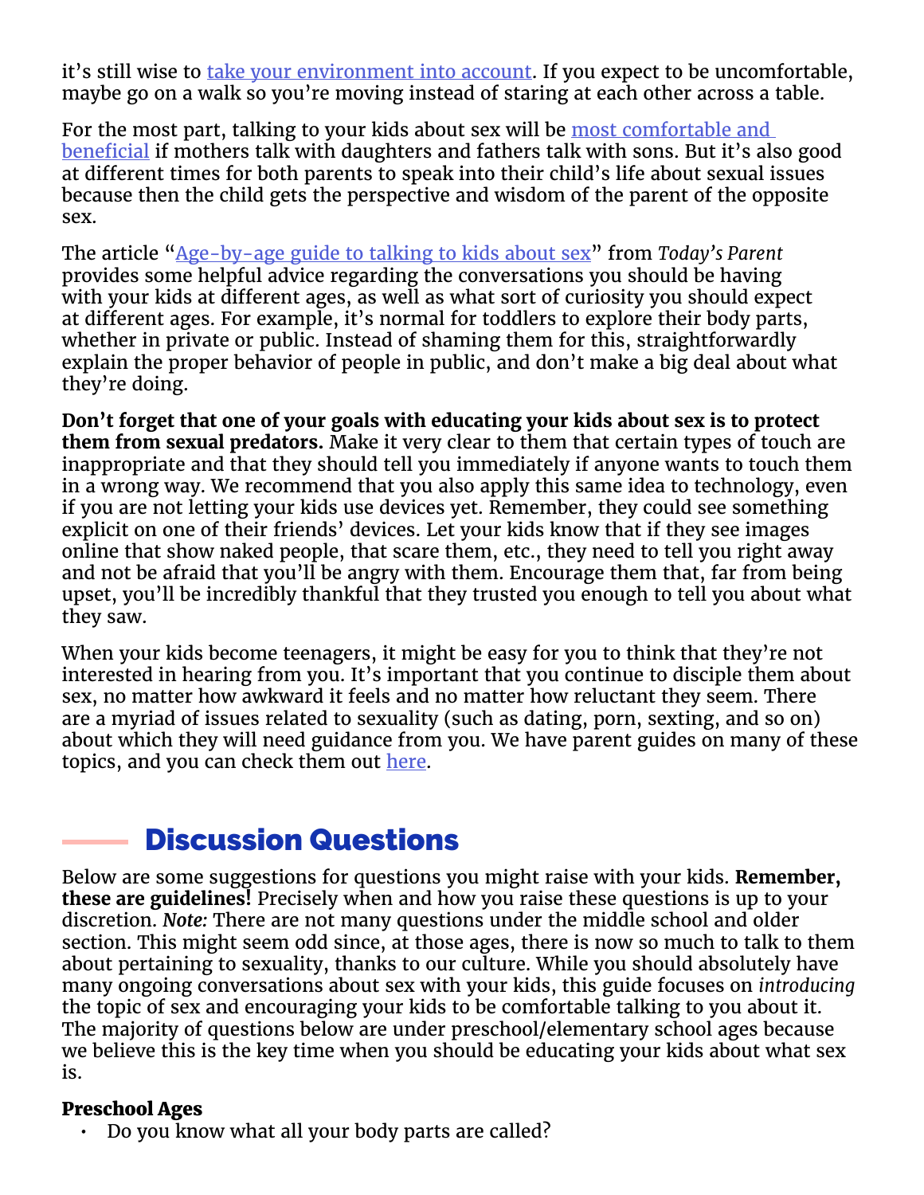it's still wise to take your environment into account. If you expect to be uncomfortable, maybe go on a walk so you're moving instead of staring at each other across a table.

For the most part, talking to your kids about sex will be most comfortable and beneficial if mothers talk with daughters and fathers talk with sons. But it's also good at different times for both parents to speak into their child's life about sexual issues because then the child gets the perspective and wisdom of the parent of the opposite sex.

The article "Age-by-age guide to talking to kids about sex" from *Today's Parent* provides some helpful advice regarding the conversations you should be having with your kids at different ages, as well as what sort of curiosity you should expect at different ages. For example, it's normal for toddlers to explore their body parts, whether in private or public. Instead of shaming them for this, straightforwardly explain the proper behavior of people in public, and don't make a big deal about what they're doing.

**Don't forget that one of your goals with educating your kids about sex is to protect them from sexual predators.** Make it very clear to them that certain types of touch are inappropriate and that they should tell you immediately if anyone wants to touch them in a wrong way. We recommend that you also apply this same idea to technology, even if you are not letting your kids use devices yet. Remember, they could see something explicit on one of their friends' devices. Let your kids know that if they see images online that show naked people, that scare them, etc., they need to tell you right away and not be afraid that you'll be angry with them. Encourage them that, far from being upset, you'll be incredibly thankful that they trusted you enough to tell you about what they saw.

When your kids become teenagers, it might be easy for you to think that they're not interested in hearing from you. It's important that you continue to disciple them about sex, no matter how awkward it feels and no matter how reluctant they seem. There are a myriad of issues related to sexuality (such as dating, porn, sexting, and so on) about which they will need guidance from you. We have parent guides on many of these topics, and you can check them out here.

## Discussion Questions

Below are some suggestions for questions you might raise with your kids. **Remember, these are guidelines!** Precisely when and how you raise these questions is up to your discretion. ***Note:*** There are not many questions under the middle school and older section. This might seem odd since, at those ages, there is now so much to talk to them about pertaining to sexuality, thanks to our culture. While you should absolutely have many ongoing conversations about sex with your kids, this guide focuses on *introducing* the topic of sex and encouraging your kids to be comfortable talking to you about it. The majority of questions below are under preschool/elementary school ages because we believe this is the key time when you should be educating your kids about what sex is.

**Preschool Ages**

- Do you know what all your body parts are called?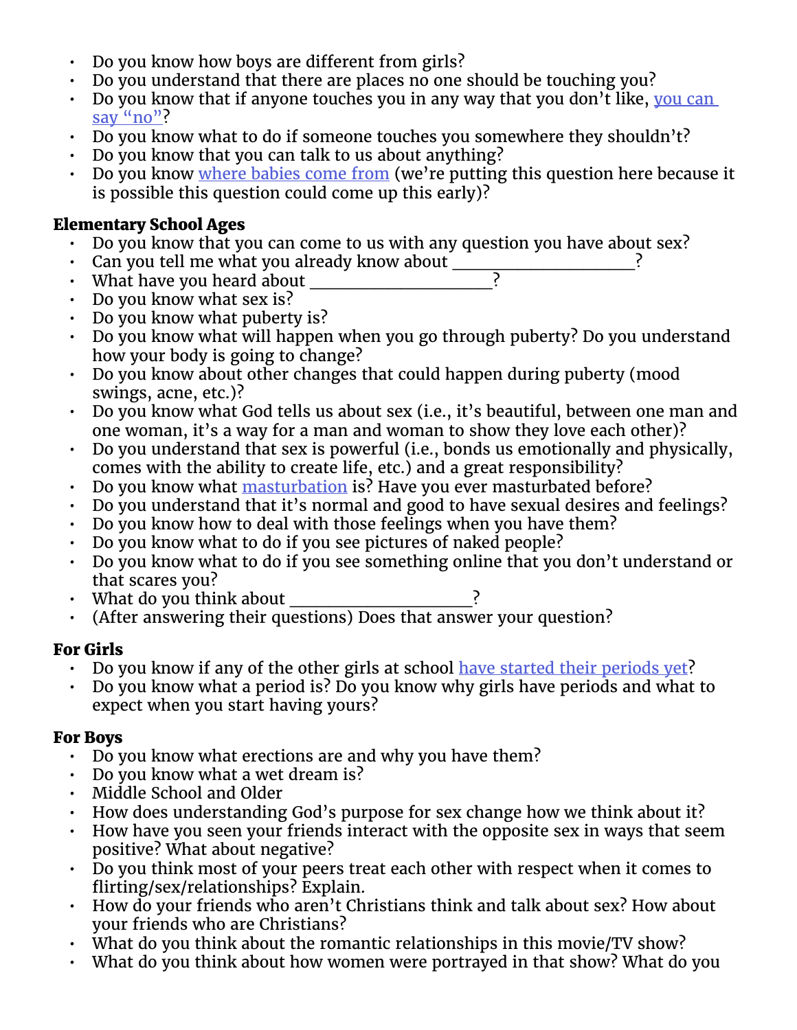- Do you know how boys are different from girls?
- Do you understand that there are places no one should be touching you?
- Do you know that if anyone touches you in any way that you don't like, you can say "no"?
- Do you know what to do if someone touches you somewhere they shouldn't?
- Do you know that you can talk to us about anything?
- Do you know where babies come from (we're putting this question here because it is possible this question could come up this early)?

**Elementary School Ages**

- Do you know that you can come to us with any question you have about sex?
- Can you tell me what you already know about ____________________?
- What have you heard about ____________________?
- Do you know what sex is?
- Do you know what puberty is?
- Do you know what will happen when you go through puberty? Do you understand how your body is going to change?
- Do you know about other changes that could happen during puberty (mood swings, acne, etc.)?
- Do you know what God tells us about sex (i.e., it's beautiful, between one man and one woman, it's a way for a man and woman to show they love each other)?
- Do you understand that sex is powerful (i.e., bonds us emotionally and physically, comes with the ability to create life, etc.) and a great responsibility?
- Do you know what masturbation is? Have you ever masturbated before?
- Do you understand that it's normal and good to have sexual desires and feelings?
- Do you know how to deal with those feelings when you have them?
- Do you know what to do if you see pictures of naked people?
- Do you know what to do if you see something online that you don't understand or that scares you?
- What do you think about ____________________?
- (After answering their questions) Does that answer your question?

**For Girls**

- Do you know if any of the other girls at school have started their periods yet?
- Do you know what a period is? Do you know why girls have periods and what to expect when you start having yours?

**For Boys**

- Do you know what erections are and why you have them?
- Do you know what a wet dream is?
- Middle School and Older
- How does understanding God's purpose for sex change how we think about it?
- How have you seen your friends interact with the opposite sex in ways that seem positive? What about negative?
- Do you think most of your peers treat each other with respect when it comes to flirting/sex/relationships? Explain.
- How do your friends who aren't Christians think and talk about sex? How about your friends who are Christians?
- What do you think about the romantic relationships in this movie/TV show?
- What do you think about how women were portrayed in that show? What do you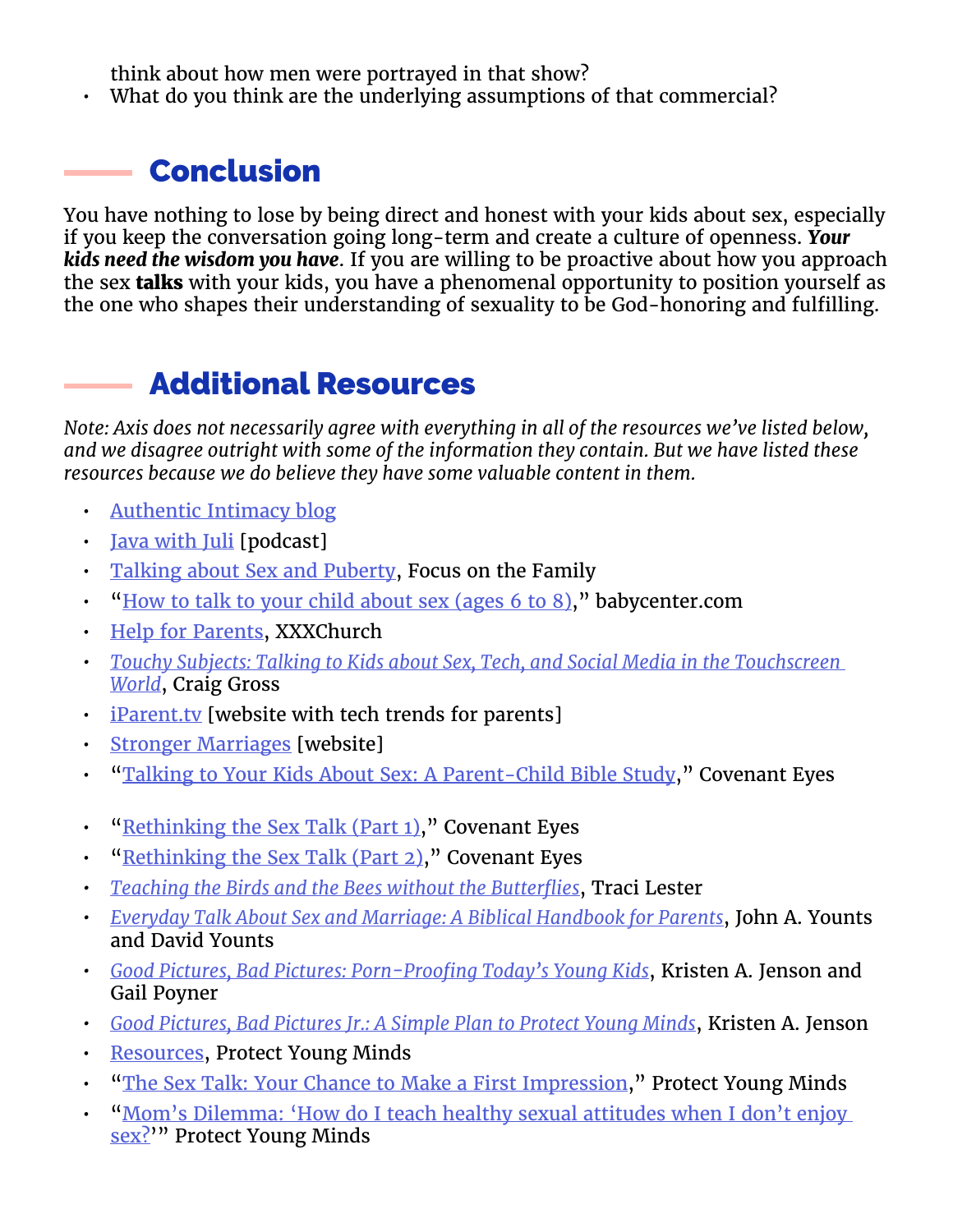think about how men were portrayed in that show?
- What do you think are the underlying assumptions of that commercial?

## Conclusion

You have nothing to lose by being direct and honest with your kids about sex, especially if you keep the conversation going long-term and create a culture of openness. ***Your kids need the wisdom you have***. If you are willing to be proactive about how you approach the sex **talks** with your kids, you have a phenomenal opportunity to position yourself as the one who shapes their understanding of sexuality to be God-honoring and fulfilling.

## Additional Resources

*Note: Axis does not necessarily agree with everything in all of the resources we've listed below, and we disagree outright with some of the information they contain. But we have listed these resources because we do believe they have some valuable content in them.*

- Authentic Intimacy blog
- Java with Juli [podcast]
- Talking about Sex and Puberty, Focus on the Family
- "How to talk to your child about sex (ages 6 to 8)," babycenter.com
- Help for Parents, XXXChurch
- *Touchy Subjects: Talking to Kids about Sex, Tech, and Social Media in the Touchscreen World*, Craig Gross
- iParent.tv [website with tech trends for parents]
- Stronger Marriages [website]
- "Talking to Your Kids About Sex: A Parent-Child Bible Study," Covenant Eyes
- "Rethinking the Sex Talk (Part 1)," Covenant Eyes
- "Rethinking the Sex Talk (Part 2)," Covenant Eyes
- *Teaching the Birds and the Bees without the Butterflies*, Traci Lester
- *Everyday Talk About Sex and Marriage: A Biblical Handbook for Parents*, John A. Younts and David Younts
- *Good Pictures, Bad Pictures: Porn-Proofing Today's Young Kids*, Kristen A. Jenson and Gail Poyner
- *Good Pictures, Bad Pictures Jr.: A Simple Plan to Protect Young Minds*, Kristen A. Jenson
- Resources, Protect Young Minds
- "The Sex Talk: Your Chance to Make a First Impression," Protect Young Minds
- "Mom's Dilemma: 'How do I teach healthy sexual attitudes when I don't enjoy sex?'" Protect Young Minds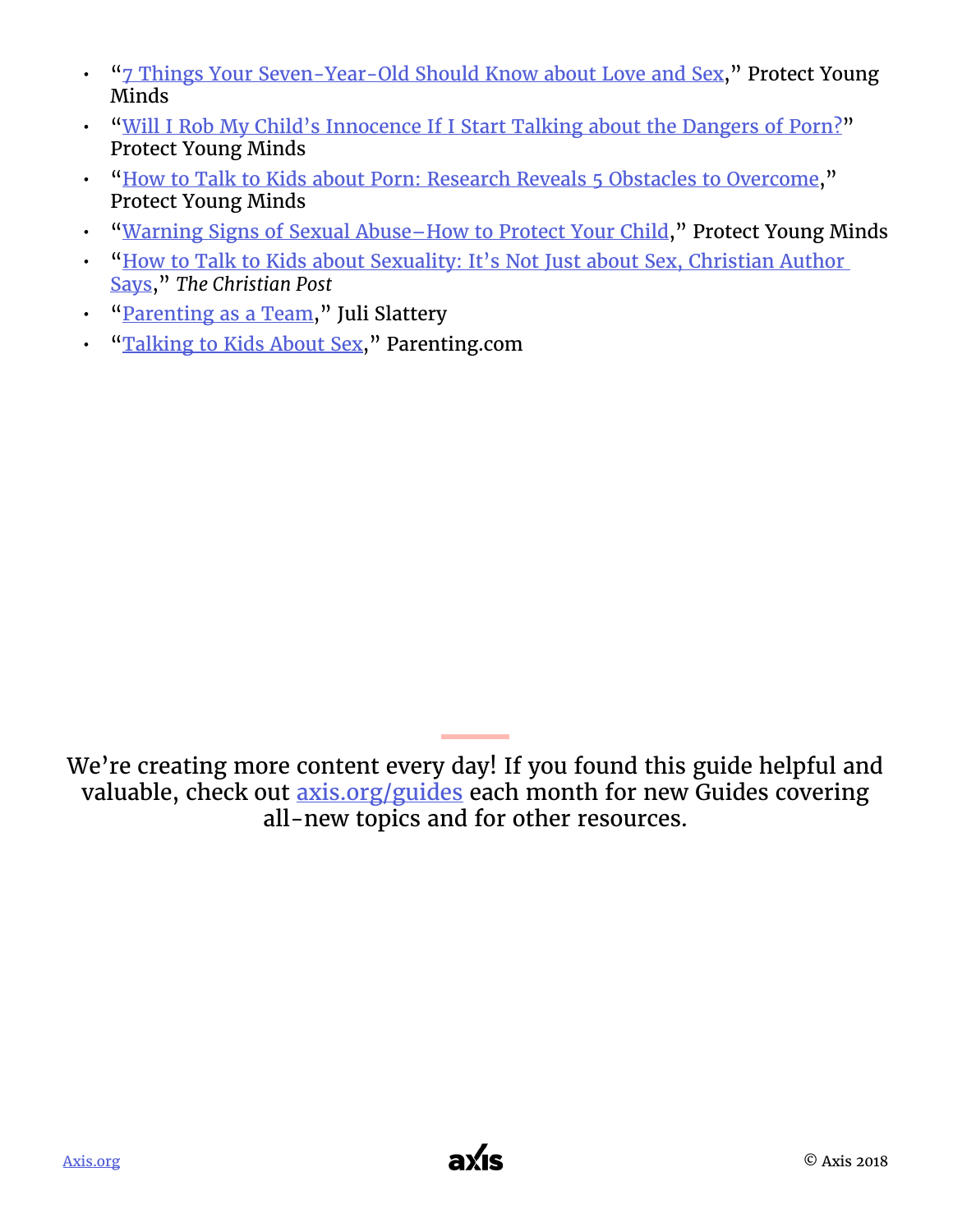- "7 Things Your Seven-Year-Old Should Know about Love and Sex," Protect Young Minds
- "Will I Rob My Child's Innocence If I Start Talking about the Dangers of Porn?" Protect Young Minds
- "How to Talk to Kids about Porn: Research Reveals 5 Obstacles to Overcome," Protect Young Minds
- "Warning Signs of Sexual Abuse–How to Protect Your Child," Protect Young Minds
- "How to Talk to Kids about Sexuality: It's Not Just about Sex, Christian Author Says," *The Christian Post*
- "Parenting as a Team," Juli Slattery
- "Talking to Kids About Sex," Parenting.com

We're creating more content every day! If you found this guide helpful and valuable, check out axis.org/guides each month for new Guides covering all-new topics and for other resources.